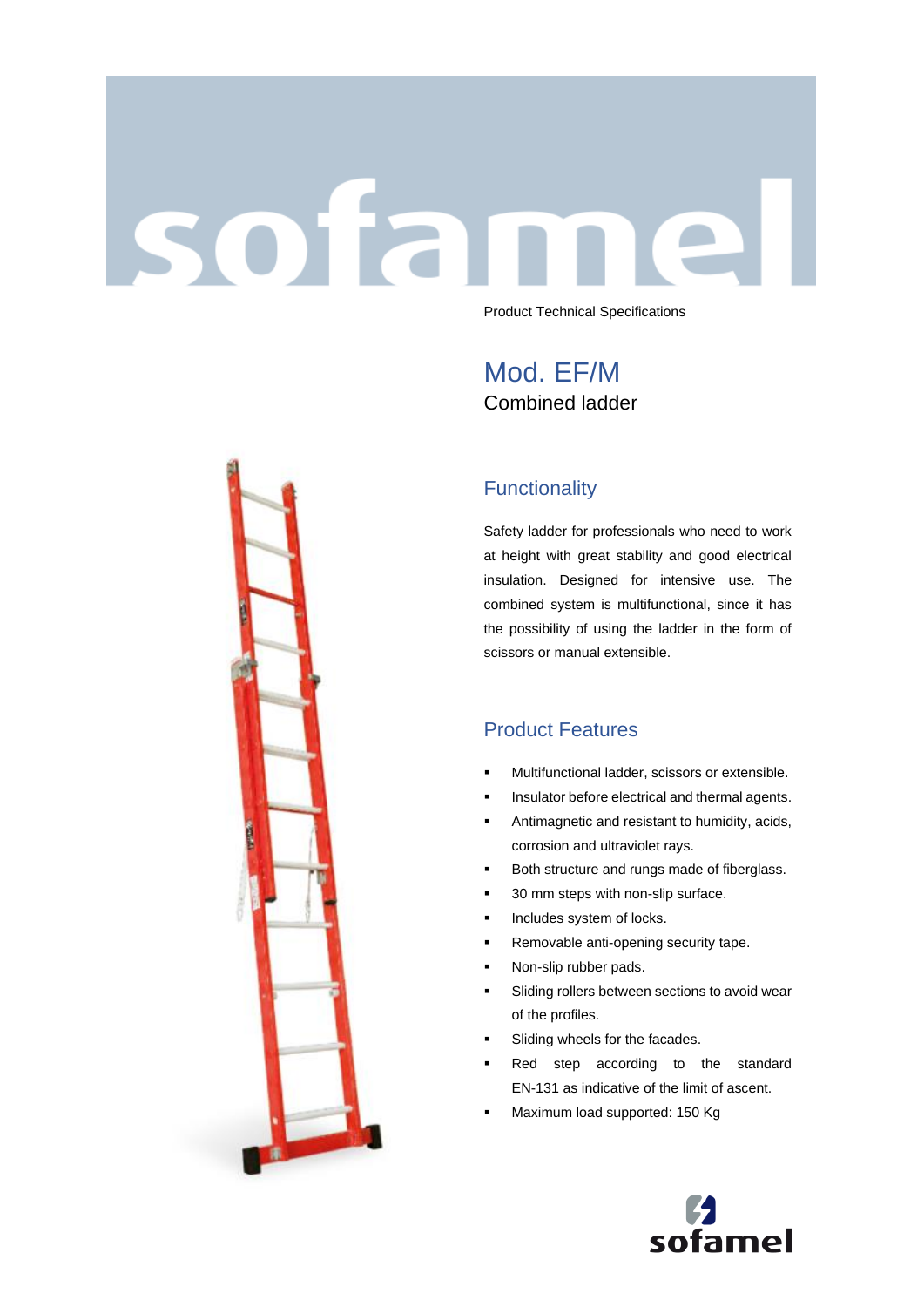# sofamel

Product Technical Specifications

## Mod. EF/M

Combined ladder

### Functionality

Safety ladder for professionals who need to work at height with great stability and good electrical insulation. Designed for intensive use. The combined system is multifunctional, since it has the possibility of using the ladder in the form of scissors or manual extensible.

### Product Features

- Multifunctional ladder, scissors or extensible.
- Insulator before electrical and thermal agents.
- Antimagnetic and resistant to humidity, acids, corrosion and ultraviolet rays.
- Both structure and rungs made of fiberglass.
- 30 mm steps with non-slip surface.
- Includes system of locks.
- Removable anti-opening security tape.
- Non-slip rubber pads.
- Sliding rollers between sections to avoid wear of the profiles.
- Sliding wheels for the facades.
- Red step according to the standard EN-131 as indicative of the limit of ascent.
- Maximum load supported: 150 Kg

sofamel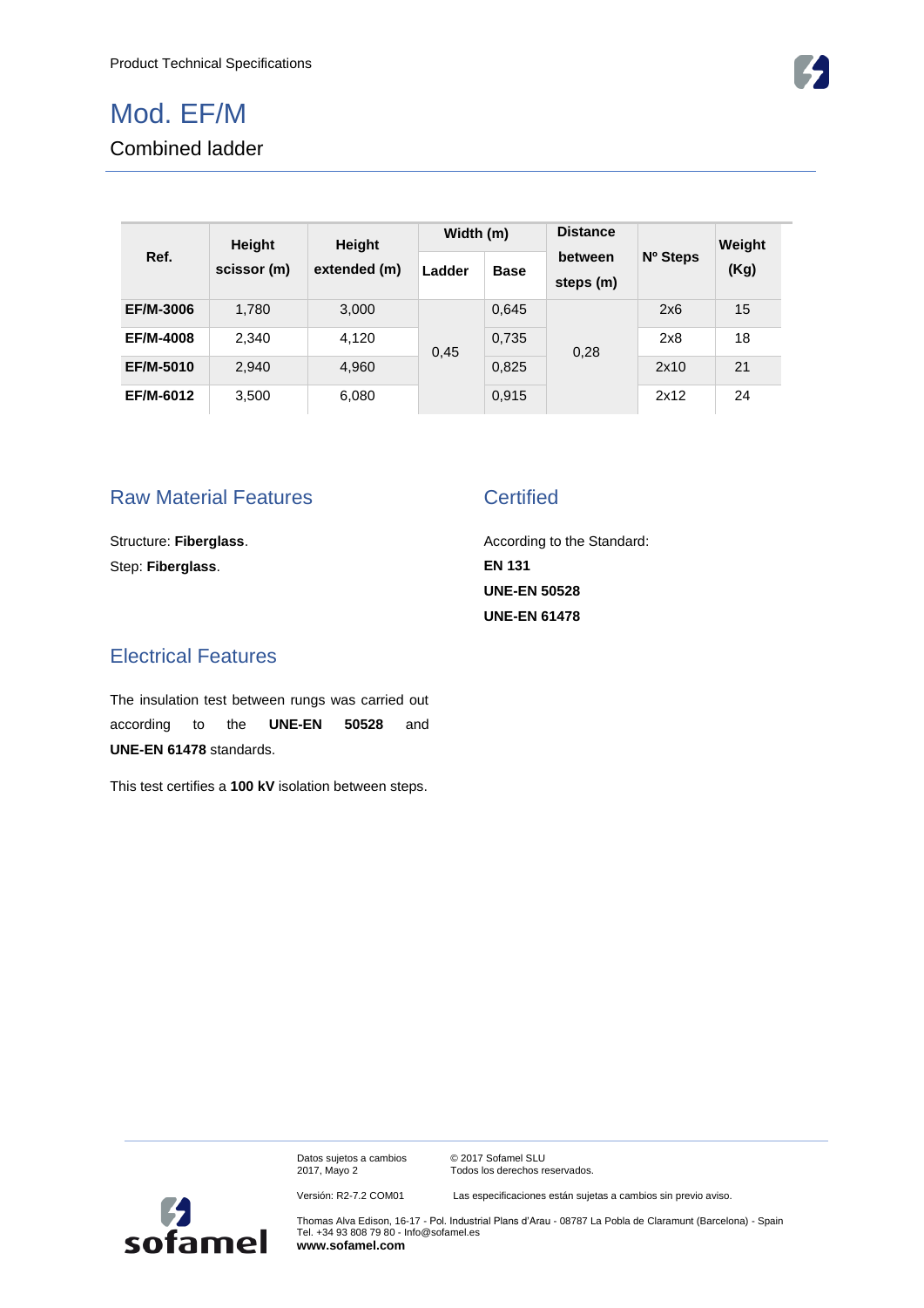# Mod. EF/M

## Combined ladder

| Ref. | Height scissor (m) | Height extended (m) | Width (m) | | Distance between steps (m) | Nº Steps | Weight (Kg) |
|---|---|---|---|---|---|---|---|
| | | | Ladder | Base | | | |
| EF/M-3006 | 1,780 | 3,000 | 0,45 | 0,645 | 0,28 | 2x6 | 15 |
| EF/M-4008 | 2,340 | 4,120 | | 0,735 | | 2x8 | 18 |
| EF/M-5010 | 2,940 | 4,960 | | 0,825 | | 2x10 | 21 |
| EF/M-6012 | 3,500 | 6,080 | | 0,915 | | 2x12 | 24 |

## Raw Material Features

Structure: **Fiberglass**.

Step: **Fiberglass**.

## Certified

According to the Standard:

**EN 131**

**UNE-EN 50528**

**UNE-EN 61478**

## Electrical Features

The insulation test between rungs was carried out according to the **UNE-EN 50528** and **UNE-EN 61478** standards.

This test certifies a **100 kV** isolation between steps.

Datos sujetos a cambios
2017, Mayo 2

© 2017 Sofamel SLU
Todos los derechos reservados.

Versión: R2-7.2 COM01

Las especificaciones están sujetas a cambios sin previo aviso.

Thomas Alva Edison, 16-17 - Pol. Industrial Plans d'Arau - 08787 La Pobla de Claramunt (Barcelona) - Spain
Tel. +34 93 808 79 80 - Info@sofamel.es
**www.sofamel.com**